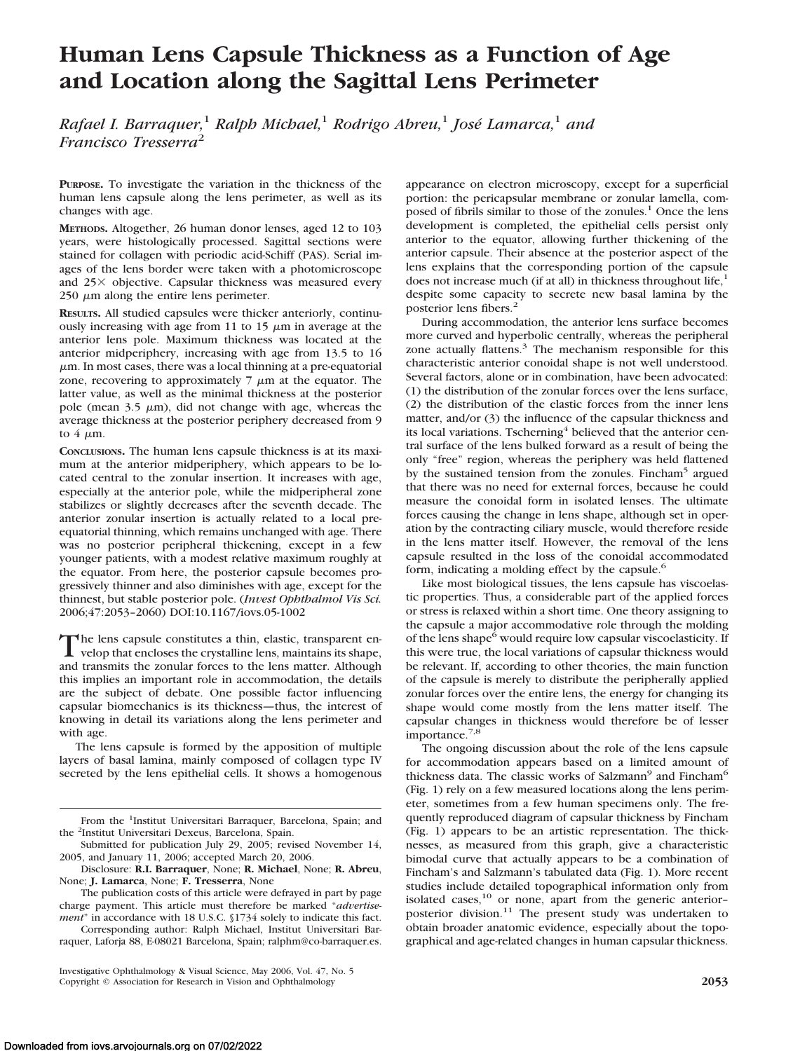# Human Lens Capsule Thickness as a Function of Age and Location along the Sagittal Lens Perimeter

*Rafael I. Barraquer,[1] Ralph Michael,[1] Rodrigo Abreu,[1] José Lamarca,[1] and Francisco Tresserra[2]*

**PURPOSE.** To investigate the variation in the thickness of the human lens capsule along the lens perimeter, as well as its changes with age.

**METHODS.** Altogether, 26 human donor lenses, aged 12 to 103 years, were histologically processed. Sagittal sections were stained for collagen with periodic acid-Schiff (PAS). Serial images of the lens border were taken with a photomicroscope and 25× objective. Capsular thickness was measured every 250 μm along the entire lens perimeter.

**RESULTS.** All studied capsules were thicker anteriorly, continuously increasing with age from 11 to 15 μm in average at the anterior lens pole. Maximum thickness was located at the anterior midperiphery, increasing with age from 13.5 to 16 μm. In most cases, there was a local thinning at a pre-equatorial zone, recovering to approximately 7 μm at the equator. The latter value, as well as the minimal thickness at the posterior pole (mean 3.5 μm), did not change with age, whereas the average thickness at the posterior periphery decreased from 9 to 4 μm.

**CONCLUSIONS.** The human lens capsule thickness is at its maximum at the anterior midperiphery, which appears to be located central to the zonular insertion. It increases with age, especially at the anterior pole, while the midperipheral zone stabilizes or slightly decreases after the seventh decade. The anterior zonular insertion is actually related to a local pre-equatorial thinning, which remains unchanged with age. There was no posterior peripheral thickening, except in a few younger patients, with a modest relative maximum roughly at the equator. From here, the posterior capsule becomes progressively thinner and also diminishes with age, except for the thinnest, but stable posterior pole. (*Invest Ophthalmol Vis Sci.* 2006;47:2053–2060) DOI:10.1167/iovs.05-1002

The lens capsule constitutes a thin, elastic, transparent envelop that encloses the crystalline lens, maintains its shape, and transmits the zonular forces to the lens matter. Although this implies an important role in accommodation, the details are the subject of debate. One possible factor influencing capsular biomechanics is its thickness—thus, the interest of knowing in detail its variations along the lens perimeter and with age.

The lens capsule is formed by the apposition of multiple layers of basal lamina, mainly composed of collagen type IV secreted by the lens epithelial cells. It shows a homogenous appearance on electron microscopy, except for a superficial portion: the pericapsular membrane or zonular lamella, composed of fibrils similar to those of the zonules.[1] Once the lens development is completed, the epithelial cells persist only anterior to the equator, allowing further thickening of the anterior capsule. Their absence at the posterior aspect of the lens explains that the corresponding portion of the capsule does not increase much (if at all) in thickness throughout life,[1] despite some capacity to secrete new basal lamina by the posterior lens fibers.[2]

During accommodation, the anterior lens surface becomes more curved and hyperbolic centrally, whereas the peripheral zone actually flattens.[3] The mechanism responsible for this characteristic anterior conoidal shape is not well understood. Several factors, alone or in combination, have been advocated: (1) the distribution of the zonular forces over the lens surface, (2) the distribution of the elastic forces from the inner lens matter, and/or (3) the influence of the capsular thickness and its local variations. Tscherning[4] believed that the anterior central surface of the lens bulked forward as a result of being the only "free" region, whereas the periphery was held flattened by the sustained tension from the zonules. Fincham[5] argued that there was no need for external forces, because he could measure the conoidal form in isolated lenses. The ultimate forces causing the change in lens shape, although set in operation by the contracting ciliary muscle, would therefore reside in the lens matter itself. However, the removal of the lens capsule resulted in the loss of the conoidal accommodated form, indicating a molding effect by the capsule.[6]

Like most biological tissues, the lens capsule has viscoelastic properties. Thus, a considerable part of the applied forces or stress is relaxed within a short time. One theory assigning to the capsule a major accommodative role through the molding of the lens shape[6] would require low capsular viscoelasticity. If this were true, the local variations of capsular thickness would be relevant. If, according to other theories, the main function of the capsule is merely to distribute the peripherally applied zonular forces over the entire lens, the energy for changing its shape would come mostly from the lens matter itself. The capsular changes in thickness would therefore be of lesser importance.[7,8]

The ongoing discussion about the role of the lens capsule for accommodation appears based on a limited amount of thickness data. The classic works of Salzmann[9] and Fincham[6] (Fig. 1) rely on a few measured locations along the lens perimeter, sometimes from a few human specimens only. The frequently reproduced diagram of capsular thickness by Fincham (Fig. 1) appears to be an artistic representation. The thicknesses, as measured from this graph, give a characteristic bimodal curve that actually appears to be a combination of Fincham's and Salzmann's tabulated data (Fig. 1). More recent studies include detailed topographical information only from isolated cases,[10] or none, apart from the generic anterior–posterior division.[11] The present study was undertaken to obtain broader anatomic evidence, especially about the topographical and age-related changes in human capsular thickness.

From the [1]Institut Universitari Barraquer, Barcelona, Spain; and the [2]Institut Universitari Dexeus, Barcelona, Spain.

Submitted for publication July 29, 2005; revised November 14, 2005, and January 11, 2006; accepted March 20, 2006.

Disclosure: **R.I. Barraquer**, None; **R. Michael**, None; **R. Abreu**, None; **J. Lamarca**, None; **F. Tresserra**, None

The publication costs of this article were defrayed in part by page charge payment. This article must therefore be marked "*advertisement*" in accordance with 18 U.S.C. §1734 solely to indicate this fact.

Corresponding author: Ralph Michael, Institut Universitari Barraquer, Laforja 88, E-08021 Barcelona, Spain; ralphm@co-barraquer.es.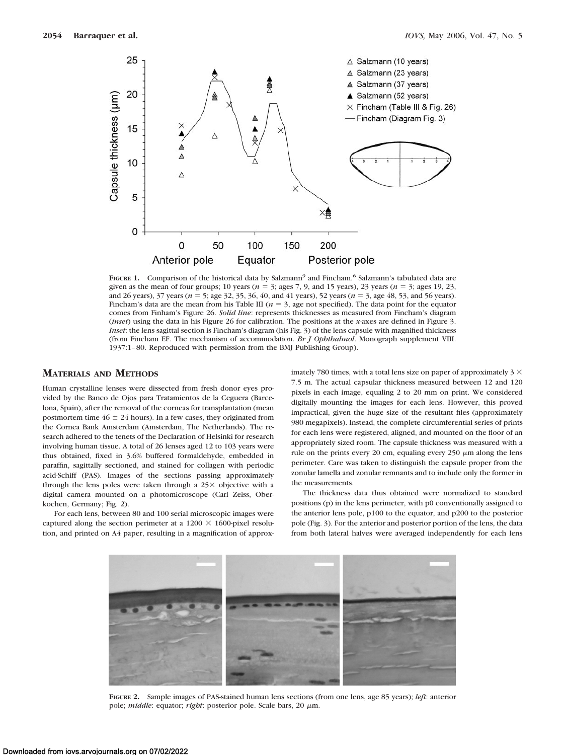**Figure 1.** Comparison of the historical data by Salzmann[9] and Fincham.[6] Salzmann's tabulated data are given as the mean of four groups; 10 years ($n = 3$; ages 7, 9, and 15 years), 23 years ($n = 3$; ages 19, 23, and 26 years), 37 years ($n = 5$; age 32, 35, 36, 40, and 41 years), 52 years ($n = 3$, age 48, 53, and 56 years). Fincham's data are the mean from his Table III ($n = 3$, age not specified). The data point for the equator comes from Finham's Figure 26. *Solid line*: represents thicknesses as measured from Fincham's diagram (*inset*) using the data in his Figure 26 for calibration. The positions at the *x*-axes are defined in Figure 3. *Inset*: the lens sagittal section is Fincham's diagram (his Fig. 3) of the lens capsule with magnified thickness (from Fincham EF. The mechanism of accommodation. *Br J Ophthalmol*. Monograph supplement VIII. 1937:1–80. Reproduced with permission from the BMJ Publishing Group).

## Materials and Methods

Human crystalline lenses were dissected from fresh donor eyes provided by the Banco de Ojos para Tratamientos de la Ceguera (Barcelona, Spain), after the removal of the corneas for transplantation (mean postmortem time 46 ± 24 hours). In a few cases, they originated from the Cornea Bank Amsterdam (Amsterdam, The Netherlands). The research adhered to the tenets of the Declaration of Helsinki for research involving human tissue. A total of 26 lenses aged 12 to 103 years were thus obtained, fixed in 3.6% buffered formaldehyde, embedded in paraffin, sagittally sectioned, and stained for collagen with periodic acid-Schiff (PAS). Images of the sections passing approximately through the lens poles were taken through a 25× objective with a digital camera mounted on a photomicroscope (Carl Zeiss, Oberkochen, Germany; Fig. 2).

For each lens, between 80 and 100 serial microscopic images were captured along the section perimeter at a 1200 × 1600-pixel resolution, and printed on A4 paper, resulting in a magnification of approximately 780 times, with a total lens size on paper of approximately 3 × 7.5 m. The actual capsular thickness measured between 12 and 120 pixels in each image, equaling 2 to 20 mm on print. We considered digitally mounting the images for each lens. However, this proved impractical, given the huge size of the resultant files (approximately 980 megapixels). Instead, the complete circumferential series of prints for each lens were registered, aligned, and mounted on the floor of an appropriately sized room. The capsule thickness was measured with a rule on the prints every 20 cm, equaling every 250 μm along the lens perimeter. Care was taken to distinguish the capsule proper from the zonular lamella and zonular remnants and to include only the former in the measurements.

The thickness data thus obtained were normalized to standard positions (p) in the lens perimeter, with p0 conventionally assigned to the anterior lens pole, p100 to the equator, and p200 to the posterior pole (Fig. 3). For the anterior and posterior portion of the lens, the data from both lateral halves were averaged independently for each lens

**Figure 2.** Sample images of PAS-stained human lens sections (from one lens, age 85 years); *left*: anterior pole; *middle*: equator; *right*: posterior pole. Scale bars, 20 μm.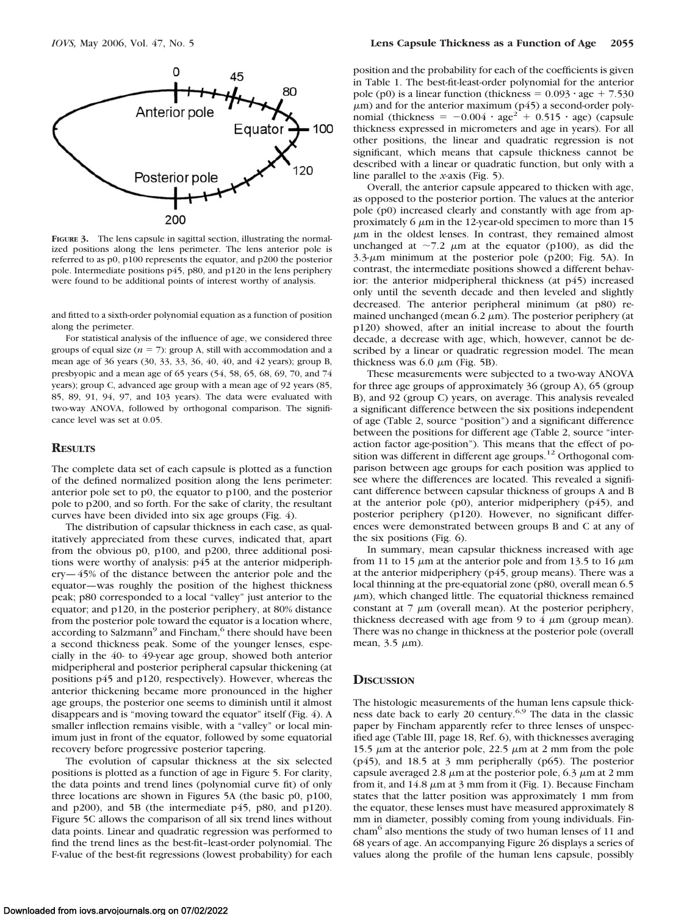**FIGURE 3.** The lens capsule in sagittal section, illustrating the normalized positions along the lens perimeter. The lens anterior pole is referred to as p0, p100 represents the equator, and p200 the posterior pole. Intermediate positions p45, p80, and p120 in the lens periphery were found to be additional points of interest worthy of analysis.

and fitted to a sixth-order polynomial equation as a function of position along the perimeter.

For statistical analysis of the influence of age, we considered three groups of equal size ($n = 7$): group A, still with accommodation and a mean age of 36 years (30, 33, 33, 36, 40, 40, and 42 years); group B, presbyopic and a mean age of 65 years (54, 58, 65, 68, 69, 70, and 74 years); group C, advanced age group with a mean age of 92 years (85, 85, 89, 91, 94, 97, and 103 years). The data were evaluated with two-way ANOVA, followed by orthogonal comparison. The significance level was set at 0.05.

## RESULTS

The complete data set of each capsule is plotted as a function of the defined normalized position along the lens perimeter: anterior pole set to p0, the equator to p100, and the posterior pole to p200, and so forth. For the sake of clarity, the resultant curves have been divided into six age groups (Fig. 4).

The distribution of capsular thickness in each case, as qualitatively appreciated from these curves, indicated that, apart from the obvious p0, p100, and p200, three additional positions were worthy of analysis: p45 at the anterior midperiphery—45% of the distance between the anterior pole and the equator—was roughly the position of the highest thickness peak; p80 corresponded to a local "valley" just anterior to the equator; and p120, in the posterior periphery, at 80% distance from the posterior pole toward the equator is a location where, according to Salzmann[9] and Fincham,[6] there should have been a second thickness peak. Some of the younger lenses, especially in the 40- to 49-year age group, showed both anterior midperipheral and posterior peripheral capsular thickening (at positions p45 and p120, respectively). However, whereas the anterior thickening became more pronounced in the higher age groups, the posterior one seems to diminish until it almost disappears and is "moving toward the equator" itself (Fig. 4). A smaller inflection remains visible, with a "valley" or local minimum just in front of the equator, followed by some equatorial recovery before progressive posterior tapering.

The evolution of capsular thickness at the six selected positions is plotted as a function of age in Figure 5. For clarity, the data points and trend lines (polynomial curve fit) of only three locations are shown in Figures 5A (the basic p0, p100, and p200), and 5B (the intermediate p45, p80, and p120). Figure 5C allows the comparison of all six trend lines without data points. Linear and quadratic regression was performed to find the trend lines as the best-fit–least-order polynomial. The F-value of the best-fit regressions (lowest probability) for each position and the probability for each of the coefficients is given in Table 1. The best-fit-least-order polynomial for the anterior pole (p0) is a linear function (thickness $= 0.093 \cdot \text{age} + 7.530$ μm) and for the anterior maximum (p45) a second-order polynomial (thickness $= -0.004 \cdot \text{age}^2 + 0.515 \cdot \text{age}$) (capsule thickness expressed in micrometers and age in years). For all other positions, the linear and quadratic regression is not significant, which means that capsule thickness cannot be described with a linear or quadratic function, but only with a line parallel to the *x*-axis (Fig. 5).

Overall, the anterior capsule appeared to thicken with age, as opposed to the posterior portion. The values at the anterior pole (p0) increased clearly and constantly with age from approximately 6 μm in the 12-year-old specimen to more than 15 μm in the oldest lenses. In contrast, they remained almost unchanged at ~7.2 μm at the equator (p100), as did the 3.3-μm minimum at the posterior pole (p200; Fig. 5A). In contrast, the intermediate positions showed a different behavior: the anterior midperipheral thickness (at p45) increased only until the seventh decade and then leveled and slightly decreased. The anterior peripheral minimum (at p80) remained unchanged (mean 6.2 μm). The posterior periphery (at p120) showed, after an initial increase to about the fourth decade, a decrease with age, which, however, cannot be described by a linear or quadratic regression model. The mean thickness was 6.0 μm (Fig. 5B).

These measurements were subjected to a two-way ANOVA for three age groups of approximately 36 (group A), 65 (group B), and 92 (group C) years, on average. This analysis revealed a significant difference between the six positions independent of age (Table 2, source "position") and a significant difference between the positions for different age (Table 2, source "interaction factor age-position"). This means that the effect of position was different in different age groups.[12] Orthogonal comparison between age groups for each position was applied to see where the differences are located. This revealed a significant difference between capsular thickness of groups A and B at the anterior pole (p0), anterior midperiphery (p45), and posterior periphery (p120). However, no significant differences were demonstrated between groups B and C at any of the six positions (Fig. 6).

In summary, mean capsular thickness increased with age from 11 to 15 μm at the anterior pole and from 13.5 to 16 μm at the anterior midperiphery (p45, group means). There was a local thinning at the pre-equatorial zone (p80, overall mean 6.5 μm), which changed little. The equatorial thickness remained constant at 7 μm (overall mean). At the posterior periphery, thickness decreased with age from 9 to 4 μm (group mean). There was no change in thickness at the posterior pole (overall mean, 3.5 μm).

## DISCUSSION

The histologic measurements of the human lens capsule thickness date back to early 20 century.[6,9] The data in the classic paper by Fincham apparently refer to three lenses of unspecified age (Table III, page 18, Ref. 6), with thicknesses averaging 15.5 μm at the anterior pole, 22.5 μm at 2 mm from the pole (p45), and 18.5 at 3 mm peripherally (p65). The posterior capsule averaged 2.8 μm at the posterior pole, 6.3 μm at 2 mm from it, and 14.8 μm at 3 mm from it (Fig. 1). Because Fincham states that the latter position was approximately 1 mm from the equator, these lenses must have measured approximately 8 mm in diameter, possibly coming from young individuals. Fincham[6] also mentions the study of two human lenses of 11 and 68 years of age. An accompanying Figure 26 displays a series of values along the profile of the human lens capsule, possibly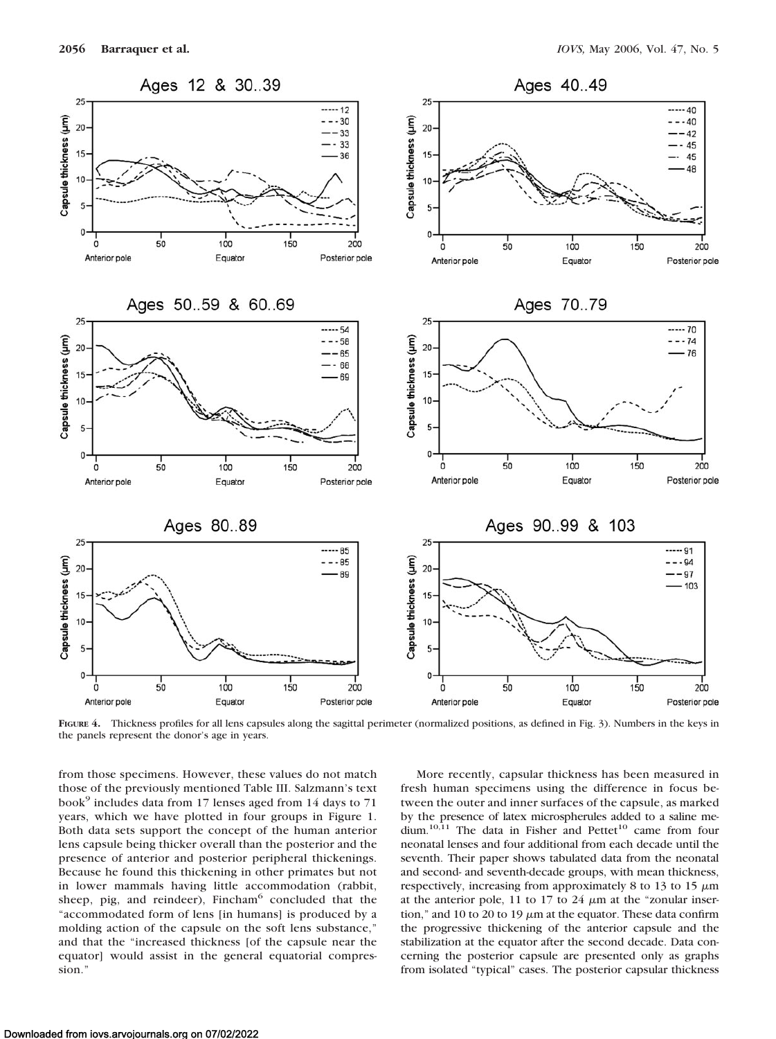**Figure 4.** Thickness profiles for all lens capsules along the sagittal perimeter (normalized positions, as defined in Fig. 3). Numbers in the keys in the panels represent the donor's age in years.

from those specimens. However, these values do not match those of the previously mentioned Table III. Salzmann's text book[9] includes data from 17 lenses aged from 14 days to 71 years, which we have plotted in four groups in Figure 1. Both data sets support the concept of the human anterior lens capsule being thicker overall than the posterior and the presence of anterior and posterior peripheral thickenings. Because he found this thickening in other primates but not in lower mammals having little accommodation (rabbit, sheep, pig, and reindeer), Fincham[6] concluded that the "accommodated form of lens [in humans] is produced by a molding action of the capsule on the soft lens substance," and that the "increased thickness [of the capsule near the equator] would assist in the general equatorial compression."

More recently, capsular thickness has been measured in fresh human specimens using the difference in focus between the outer and inner surfaces of the capsule, as marked by the presence of latex microspherules added to a saline medium.[10,11] The data in Fisher and Pettet[10] came from four neonatal lenses and four additional from each decade until the seventh. Their paper shows tabulated data from the neonatal and second- and seventh-decade groups, with mean thickness, respectively, increasing from approximately 8 to 13 to 15 $\mu$m at the anterior pole, 11 to 17 to 24 $\mu$m at the "zonular insertion," and 10 to 20 to 19 $\mu$m at the equator. These data confirm the progressive thickening of the anterior capsule and the stabilization at the equator after the second decade. Data concerning the posterior capsule are presented only as graphs from isolated "typical" cases. The posterior capsular thickness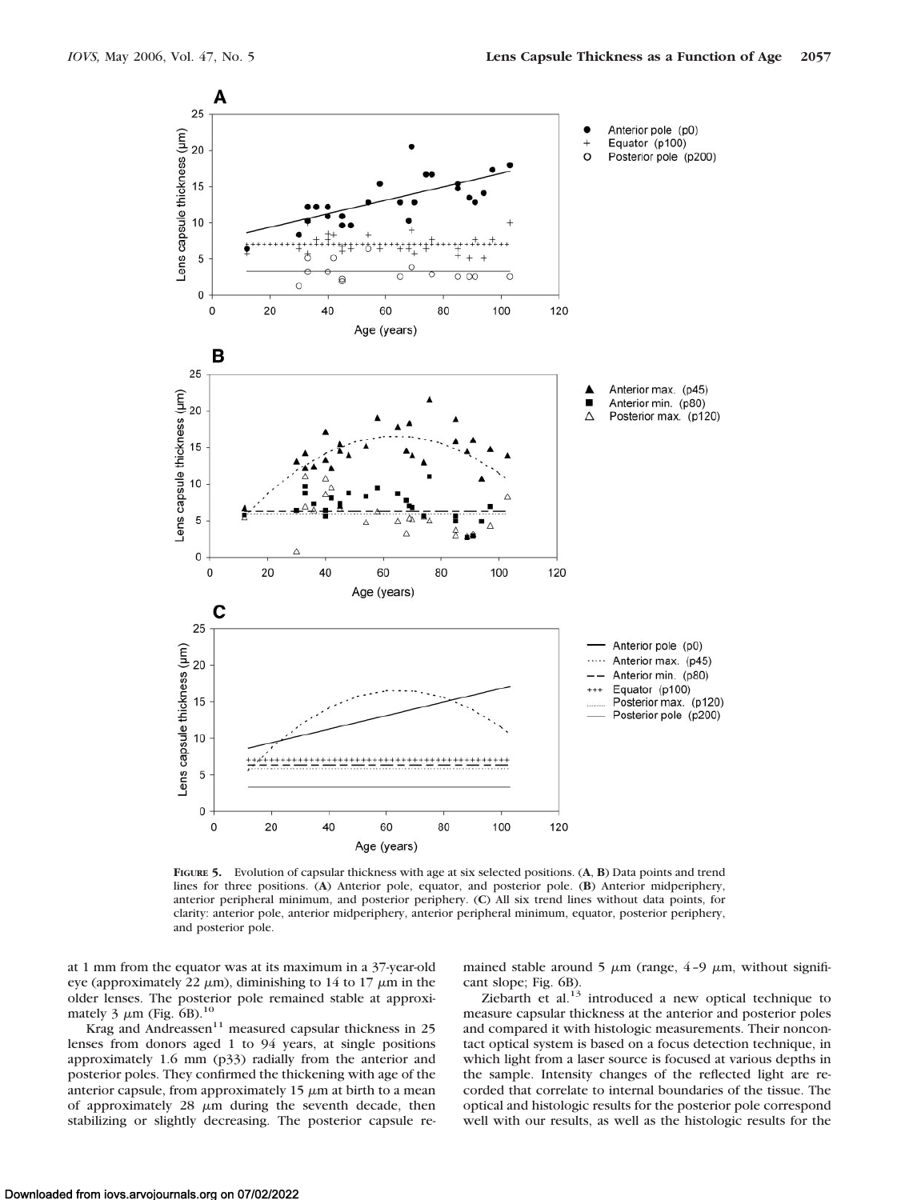**FIGURE 5.** Evolution of capsular thickness with age at six selected positions. (**A**, **B**) Data points and trend lines for three positions. (**A**) Anterior pole, equator, and posterior pole. (**B**) Anterior midperiphery, anterior peripheral minimum, and posterior periphery. (**C**) All six trend lines without data points, for clarity: anterior pole, anterior midperiphery, anterior peripheral minimum, equator, posterior periphery, and posterior pole.

at 1 mm from the equator was at its maximum in a 37-year-old eye (approximately 22 μm), diminishing to 14 to 17 μm in the older lenses. The posterior pole remained stable at approximately 3 μm (Fig. 6B).[10]

Krag and Andreassen[11] measured capsular thickness in 25 lenses from donors aged 1 to 94 years, at single positions approximately 1.6 mm (p33) radially from the anterior and posterior poles. They confirmed the thickening with age of the anterior capsule, from approximately 15 μm at birth to a mean of approximately 28 μm during the seventh decade, then stabilizing or slightly decreasing. The posterior capsule remained stable around 5 μm (range, 4–9 μm, without significant slope; Fig. 6B).

Ziebarth et al.[13] introduced a new optical technique to measure capsular thickness at the anterior and posterior poles and compared it with histologic measurements. Their noncontact optical system is based on a focus detection technique, in which light from a laser source is focused at various depths in the sample. Intensity changes of the reflected light are recorded that correlate to internal boundaries of the tissue. The optical and histologic results for the posterior pole correspond well with our results, as well as the histologic results for the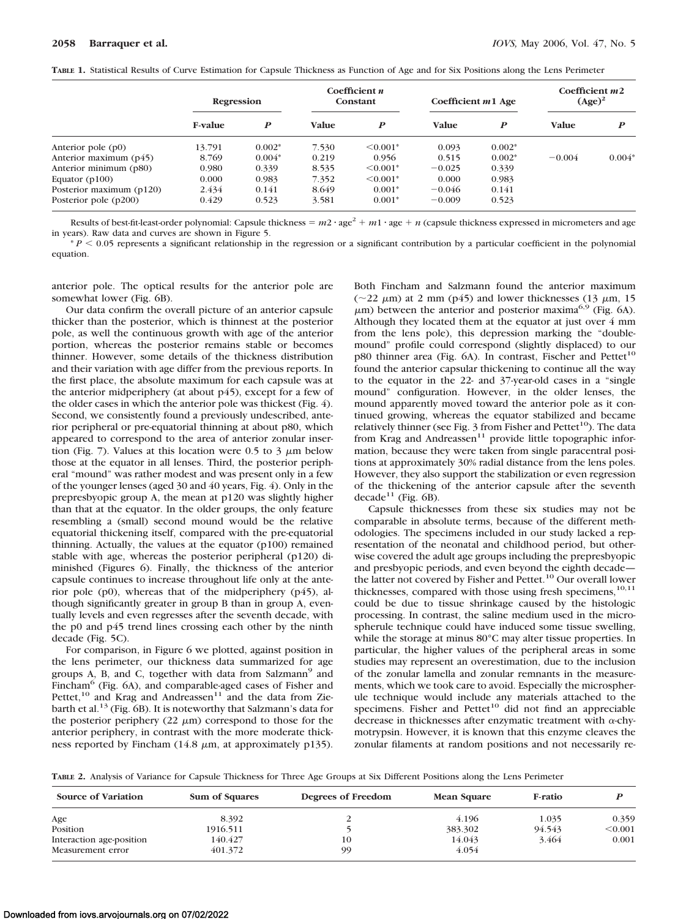**TABLE 1.** Statistical Results of Curve Estimation for Capsule Thickness as Function of Age and for Six Positions along the Lens Perimeter

| | Regression | | Coefficient *n* Constant | | Coefficient *m*1 Age | | Coefficient *m*2 (Age)$^2$ | |
|---|---|---|---|---|---|---|---|---|
| | F-value | *P* | Value | *P* | Value | *P* | Value | *P* |
| Anterior pole (p0) | 13.791 | 0.002* | 7.530 | <0.001* | 0.093 | 0.002* | | |
| Anterior maximum (p45) | 8.769 | 0.004* | 0.219 | 0.956 | 0.515 | 0.002* | −0.004 | 0.004* |
| Anterior minimum (p80) | 0.980 | 0.339 | 8.535 | <0.001* | −0.025 | 0.339 | | |
| Equator (p100) | 0.000 | 0.983 | 7.352 | <0.001* | 0.000 | 0.983 | | |
| Posterior maximum (p120) | 2.434 | 0.141 | 8.649 | 0.001* | −0.046 | 0.141 | | |
| Posterior pole (p200) | 0.429 | 0.523 | 3.581 | 0.001* | −0.009 | 0.523 | | |

Results of best-fit-least-order polynomial: Capsule thickness = $m2 \cdot \text{age}^2 + m1 \cdot \text{age} + n$ (capsule thickness expressed in micrometers and age in years). Raw data and curves are shown in Figure 5.

\* $P < 0.05$ represents a significant relationship in the regression or a significant contribution by a particular coefficient in the polynomial equation.

anterior pole. The optical results for the anterior pole are somewhat lower (Fig. 6B).

Our data confirm the overall picture of an anterior capsule thicker than the posterior, which is thinnest at the posterior pole, as well the continuous growth with age of the anterior portion, whereas the posterior remains stable or becomes thinner. However, some details of the thickness distribution and their variation with age differ from the previous reports. In the first place, the absolute maximum for each capsule was at the anterior midperiphery (at about p45), except for a few of the older cases in which the anterior pole was thickest (Fig. 4). Second, we consistently found a previously undescribed, anterior peripheral or pre-equatorial thinning at about p80, which appeared to correspond to the area of anterior zonular insertion (Fig. 7). Values at this location were 0.5 to 3 μm below those at the equator in all lenses. Third, the posterior peripheral "mound" was rather modest and was present only in a few of the younger lenses (aged 30 and 40 years, Fig. 4). Only in the prepresbyopic group A, the mean at p120 was slightly higher than that at the equator. In the older groups, the only feature resembling a (small) second mound would be the relative equatorial thickening itself, compared with the pre-equatorial thinning. Actually, the values at the equator (p100) remained stable with age, whereas the posterior peripheral (p120) diminished (Figures 6). Finally, the thickness of the anterior capsule continues to increase throughout life only at the anterior pole (p0), whereas that of the midperiphery (p45), although significantly greater in group B than in group A, eventually levels and even regresses after the seventh decade, with the p0 and p45 trend lines crossing each other by the ninth decade (Fig. 5C).

For comparison, in Figure 6 we plotted, against position in the lens perimeter, our thickness data summarized for age groups A, B, and C, together with data from Salzmann[9] and Fincham[6] (Fig. 6A), and comparable-aged cases of Fisher and Pettet,[10] and Krag and Andreassen[11] and the data from Ziebarth et al.[13] (Fig. 6B). It is noteworthy that Salzmann's data for the posterior periphery (22 μm) correspond to those for the anterior periphery, in contrast with the more moderate thickness reported by Fincham (14.8 μm, at approximately p135). Both Fincham and Salzmann found the anterior maximum (~22 μm) at 2 mm (p45) and lower thicknesses (13 μm, 15 μm) between the anterior and posterior maxima[6,9] (Fig. 6A). Although they located them at the equator at just over 4 mm from the lens pole), this depression marking the "double-mound" profile could correspond (slightly displaced) to our p80 thinner area (Fig. 6A). In contrast, Fischer and Pettet[10] found the anterior capsular thickening to continue all the way to the equator in the 22- and 37-year-old cases in a "single mound" configuration. However, in the older lenses, the mound apparently moved toward the anterior pole as it continued growing, whereas the equator stabilized and became relatively thinner (see Fig. 3 from Fisher and Pettet[10]). The data from Krag and Andreassen[11] provide little topographic information, because they were taken from single paracentral positions at approximately 30% radial distance from the lens poles. However, they also support the stabilization or even regression of the thickening of the anterior capsule after the seventh decade[11] (Fig. 6B).

Capsule thicknesses from these six studies may not be comparable in absolute terms, because of the different methodologies. The specimens included in our study lacked a representation of the neonatal and childhood period, but otherwise covered the adult age groups including the prepresbyopic and presbyopic periods, and even beyond the eighth decade—the latter not covered by Fisher and Pettet.[10] Our overall lower thicknesses, compared with those using fresh specimens,[10,11] could be due to tissue shrinkage caused by the histologic processing. In contrast, the saline medium used in the microspherule technique could have induced some tissue swelling, while the storage at minus 80°C may alter tissue properties. In particular, the higher values of the peripheral areas in some studies may represent an overestimation, due to the inclusion of the zonular lamella and zonular remnants in the measurements, which we took care to avoid. Especially the microspherule technique would include any materials attached to the specimens. Fisher and Pettet[10] did not find an appreciable decrease in thicknesses after enzymatic treatment with α-chymotrypsin. However, it is known that this enzyme cleaves the zonular filaments at random positions and not necessarily re-

**TABLE 2.** Analysis of Variance for Capsule Thickness for Three Age Groups at Six Different Positions along the Lens Perimeter

| Source of Variation | Sum of Squares | Degrees of Freedom | Mean Square | F-ratio | *P* |
|---|---|---|---|---|---|
| Age | 8.392 | 2 | 4.196 | 1.035 | 0.359 |
| Position | 1916.511 | 5 | 383.302 | 94.543 | <0.001 |
| Interaction age-position | 140.427 | 10 | 14.043 | 3.464 | 0.001 |
| Measurement error | 401.372 | 99 | 4.054 | | |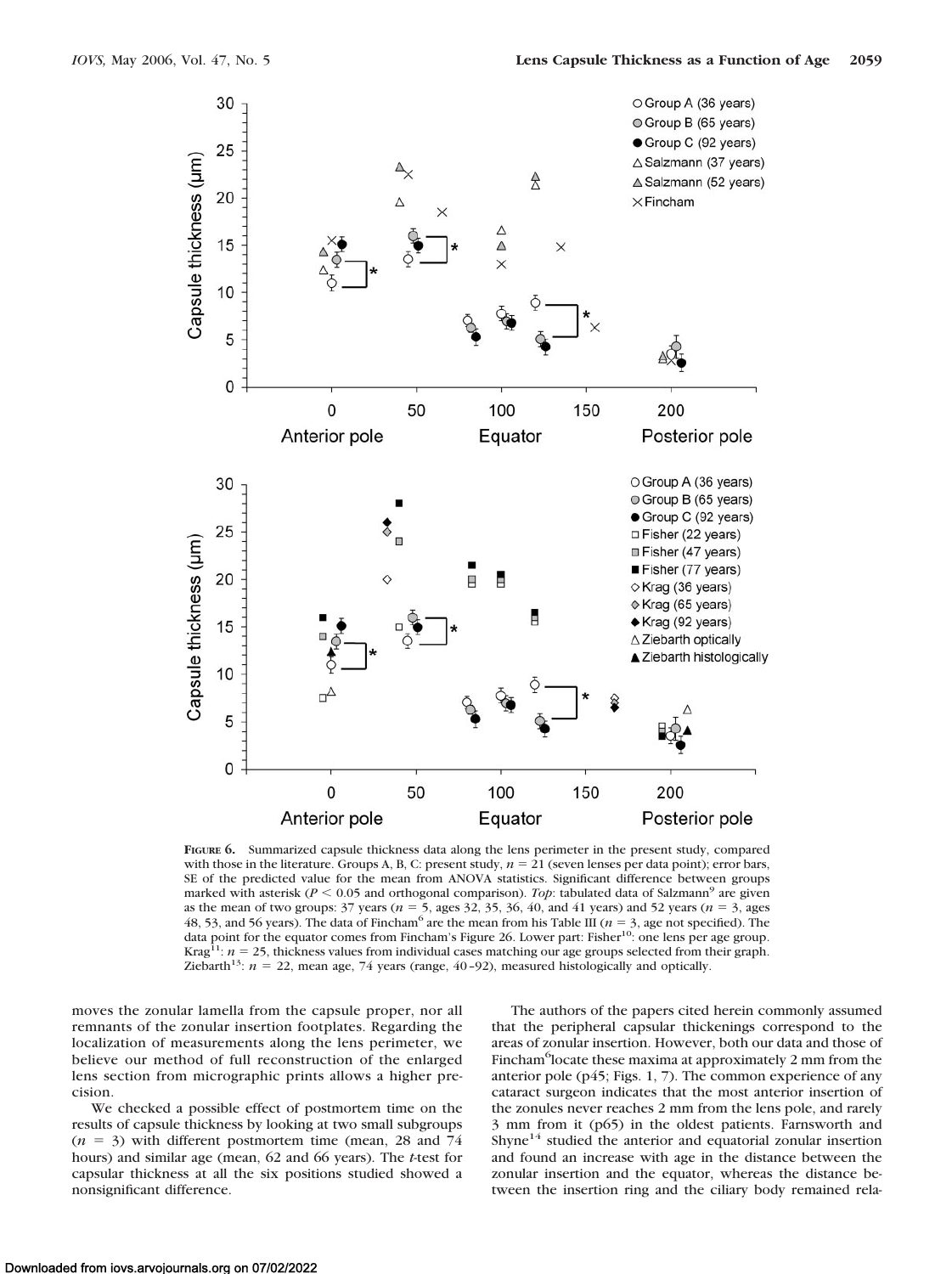**FIGURE 6.** Summarized capsule thickness data along the lens perimeter in the present study, compared with those in the literature. Groups A, B, C: present study, $n = 21$ (seven lenses per data point); error bars, SE of the predicted value for the mean from ANOVA statistics. Significant difference between groups marked with asterisk ($P < 0.05$ and orthogonal comparison). *Top*: tabulated data of Salzmann[9] are given as the mean of two groups: 37 years ($n = 5$, ages 32, 35, 36, 40, and 41 years) and 52 years ($n = 3$, ages 48, 53, and 56 years). The data of Fincham[6] are the mean from his Table III ($n = 3$, age not specified). The data point for the equator comes from Fincham's Figure 26. Lower part: Fisher[10]: one lens per age group. Krag[11]: $n = 25$, thickness values from individual cases matching our age groups selected from their graph. Ziebarth[13]: $n = 22$, mean age, 74 years (range, 40–92), measured histologically and optically.

moves the zonular lamella from the capsule proper, nor all remnants of the zonular insertion footplates. Regarding the localization of measurements along the lens perimeter, we believe our method of full reconstruction of the enlarged lens section from micrographic prints allows a higher precision.

We checked a possible effect of postmortem time on the results of capsule thickness by looking at two small subgroups ($n = 3$) with different postmortem time (mean, 28 and 74 hours) and similar age (mean, 62 and 66 years). The *t*-test for capsular thickness at all the six positions studied showed a nonsignificant difference.

The authors of the papers cited herein commonly assumed that the peripheral capsular thickenings correspond to the areas of zonular insertion. However, both our data and those of Fincham[6] locate these maxima at approximately 2 mm from the anterior pole (p45; Figs. 1, 7). The common experience of any cataract surgeon indicates that the most anterior insertion of the zonules never reaches 2 mm from the lens pole, and rarely 3 mm from it (p65) in the oldest patients. Farnsworth and Shyne[14] studied the anterior and equatorial zonular insertion and found an increase with age in the distance between the zonular insertion and the equator, whereas the distance between the insertion ring and the ciliary body remained rela-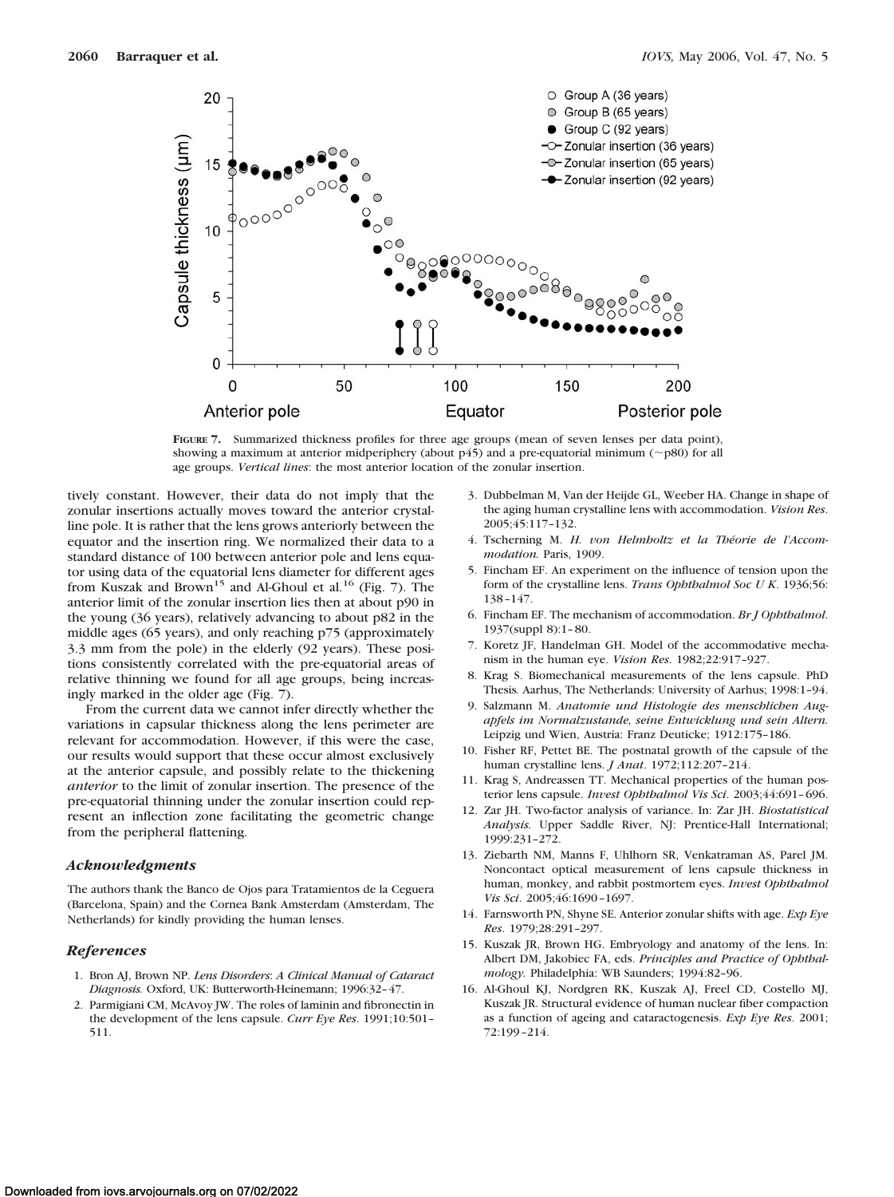20

15

10

5

0

Capsule thickness (µm)

0 50 100 150 200

Anterior pole Equator Posterior pole

Group A (36 years)

Group B (65 years)

Group C (92 years)

Zonular insertion (36 years)

Zonular insertion (65 years)

Zonular insertion (92 years)

**FIGURE 7.** Summarized thickness profiles for three age groups (mean of seven lenses per data point), showing a maximum at anterior midperiphery (about p45) and a pre-equatorial minimum (~p80) for all age groups. *Vertical lines*: the most anterior location of the zonular insertion.

tively constant. However, their data do not imply that the zonular insertions actually moves toward the anterior crystalline pole. It is rather that the lens grows anteriorly between the equator and the insertion ring. We normalized their data to a standard distance of 100 between anterior pole and lens equator using data of the equatorial lens diameter for different ages from Kuszak and Brown[15] and Al-Ghoul et al.[16] (Fig. 7). The anterior limit of the zonular insertion lies then at about p90 in the young (36 years), relatively advancing to about p82 in the middle ages (65 years), and only reaching p75 (approximately 3.3 mm from the pole) in the elderly (92 years). These positions consistently correlated with the pre-equatorial areas of relative thinning we found for all age groups, being increasingly marked in the older age (Fig. 7).

From the current data we cannot infer directly whether the variations in capsular thickness along the lens perimeter are relevant for accommodation. However, if this were the case, our results would support that these occur almost exclusively at the anterior capsule, and possibly relate to the thickening *anterior* to the limit of zonular insertion. The presence of the pre-equatorial thinning under the zonular insertion could represent an inflection zone facilitating the geometric change from the peripheral flattening.

### Acknowledgments

The authors thank the Banco de Ojos para Tratamientos de la Ceguera (Barcelona, Spain) and the Cornea Bank Amsterdam (Amsterdam, The Netherlands) for kindly providing the human lenses.

### References

1. Bron AJ, Brown NP. *Lens Disorders*: *A Clinical Manual of Cataract Diagnosis.* Oxford, UK: Butterworth-Heinemann; 1996:32–47.
2. Parmigiani CM, McAvoy JW. The roles of laminin and fibronectin in the development of the lens capsule. *Curr Eye Res*. 1991;10:501–511.
3. Dubbelman M, Van der Heijde GL, Weeber HA. Change in shape of the aging human crystalline lens with accommodation. *Vision Res*. 2005;45:117–132.
4. Tscherning M. *H. von Helmholtz et la Théorie de l'Accommodation.* Paris, 1909.
5. Fincham EF. An experiment on the influence of tension upon the form of the crystalline lens. *Trans Ophthalmol Soc U K*. 1936;56:138–147.
6. Fincham EF. The mechanism of accommodation. *Br J Ophthalmol*. 1937(suppl 8):1–80.
7. Koretz JF, Handelman GH. Model of the accommodative mechanism in the human eye. *Vision Res*. 1982;22:917–927.
8. Krag S. Biomechanical measurements of the lens capsule. PhD Thesis. Aarhus, The Netherlands: University of Aarhus; 1998:1–94.
9. Salzmann M. *Anatomie und Histologie des menschlichen Augapfels im Normalzustande, seine Entwicklung und sein Altern.* Leipzig und Wien, Austria: Franz Deuticke; 1912:175–186.
10. Fisher RF, Pettet BE. The postnatal growth of the capsule of the human crystalline lens. *J Anat*. 1972;112:207–214.
11. Krag S, Andreassen TT. Mechanical properties of the human posterior lens capsule. *Invest Ophthalmol Vis Sci*. 2003;44:691–696.
12. Zar JH. Two-factor analysis of variance. In: Zar JH. *Biostatistical Analysis.* Upper Saddle River, NJ: Prentice-Hall International; 1999:231–272.
13. Ziebarth NM, Manns F, Uhlhorn SR, Venkatraman AS, Parel JM. Noncontact optical measurement of lens capsule thickness in human, monkey, and rabbit postmortem eyes. *Invest Ophthalmol Vis Sci*. 2005;46:1690–1697.
14. Farnsworth PN, Shyne SE. Anterior zonular shifts with age. *Exp Eye Res*. 1979;28:291–297.
15. Kuszak JR, Brown HG. Embryology and anatomy of the lens. In: Albert DM, Jakobiec FA, eds. *Principles and Practice of Ophthalmology.* Philadelphia: WB Saunders; 1994:82–96.
16. Al-Ghoul KJ, Nordgren RK, Kuszak AJ, Freel CD, Costello MJ, Kuszak JR. Structural evidence of human nuclear fiber compaction as a function of ageing and cataractogenesis. *Exp Eye Res*. 2001;72:199–214.